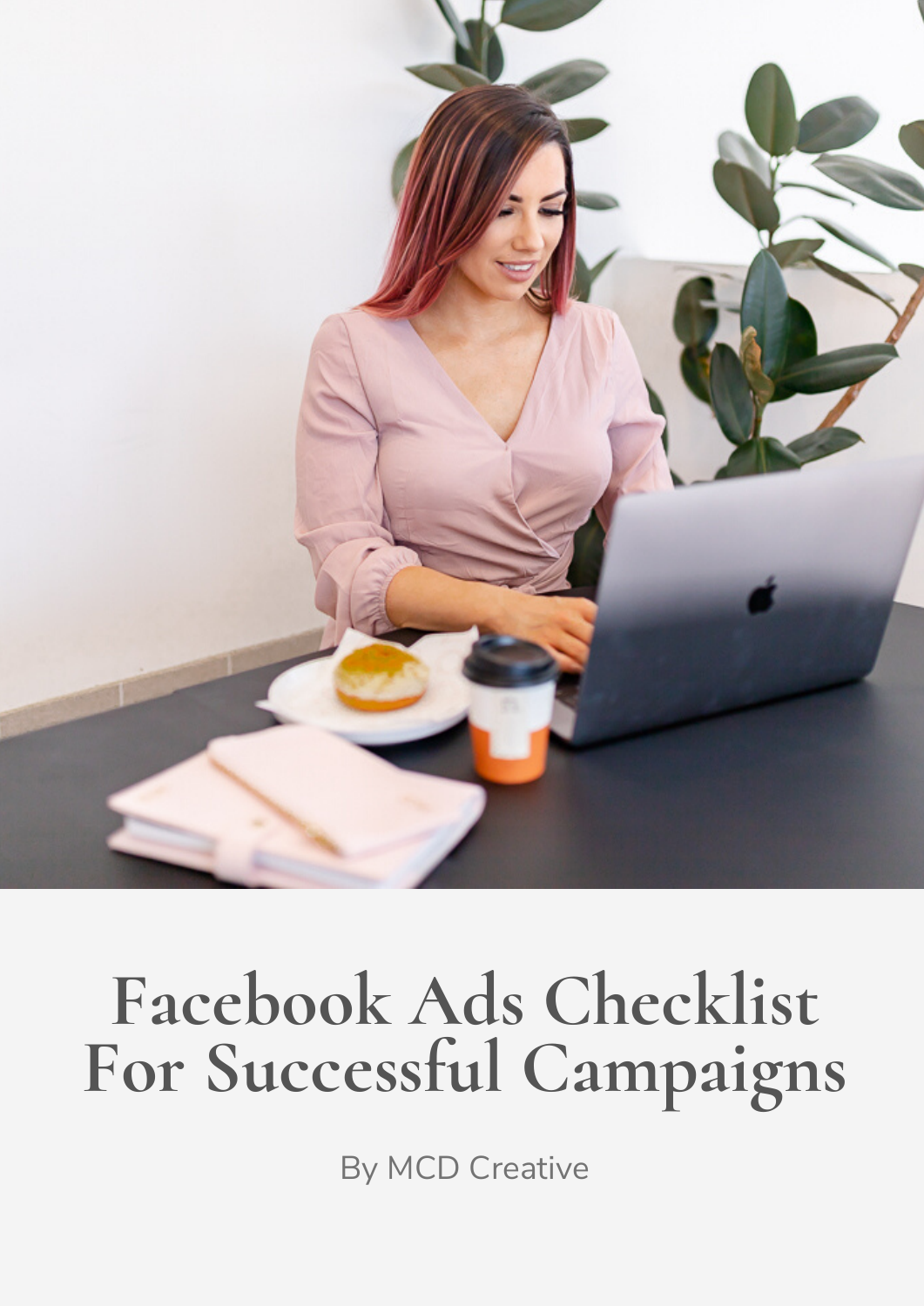# Facebook Ads Checklist For Successful Campaigns

By MCD Creative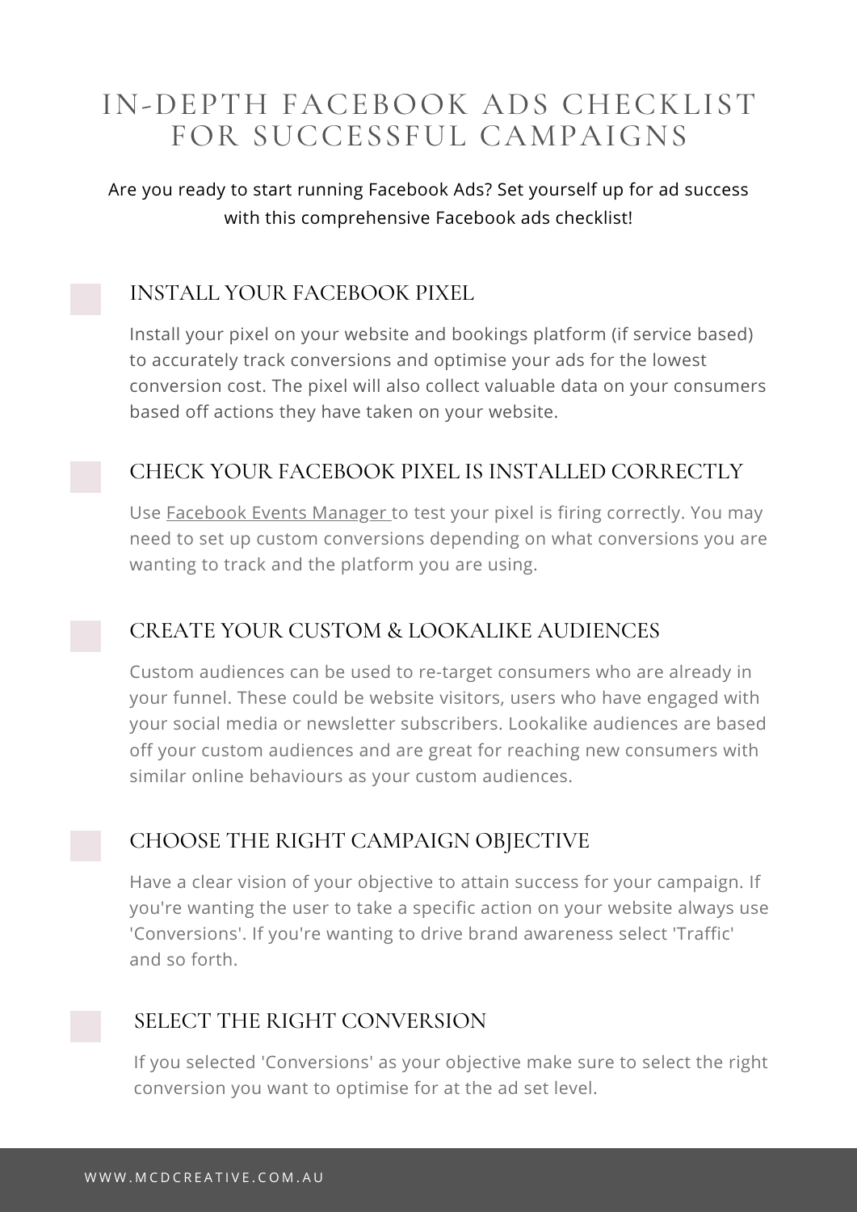# IN-DEPTH FACEBOOK ADS CHECKLIST FOR SUCCESSFUL CAMPAIGNS

Are you ready to start running Facebook Ads? Set yourself up for ad success with this comprehensive Facebook ads checklist!

## INSTALL YOUR FACEBOOK PIXEL

Install your pixel on your website and bookings platform (if service based) to accurately track conversions and optimise your ads for the lowest conversion cost. The pixel will also collect valuable data on your consumers based off actions they have taken on your website.

## CHECK YOUR FACEBOOK PIXEL IS INSTALLED CORRECTLY

Use Facebook Events Manager to test your pixel is firing correctly. You may need to set up custom conversions depending on what conversions you are wanting to track and the platform you are using.

## CREATE YOUR CUSTOM & LOOKALIKE AUDIENCES

Custom audiences can be used to re-target consumers who are already in your funnel. These could be website visitors, users who have engaged with your social media or newsletter subscribers. Lookalike audiences are based off your custom audiences and are great for reaching new consumers with similar online behaviours as your custom audiences.

## CHOOSE THE RIGHT CAMPAIGN OBJECTIVE

Have a clear vision of your objective to attain success for your campaign. If you're wanting the user to take a specific action on your website always use 'Conversions'. If you're wanting to drive brand awareness select 'Traffic' and so forth.

## SELECT THE RIGHT CONVERSION

If you selected 'Conversions' as your objective make sure to select the right conversion you want to optimise for at the ad set level.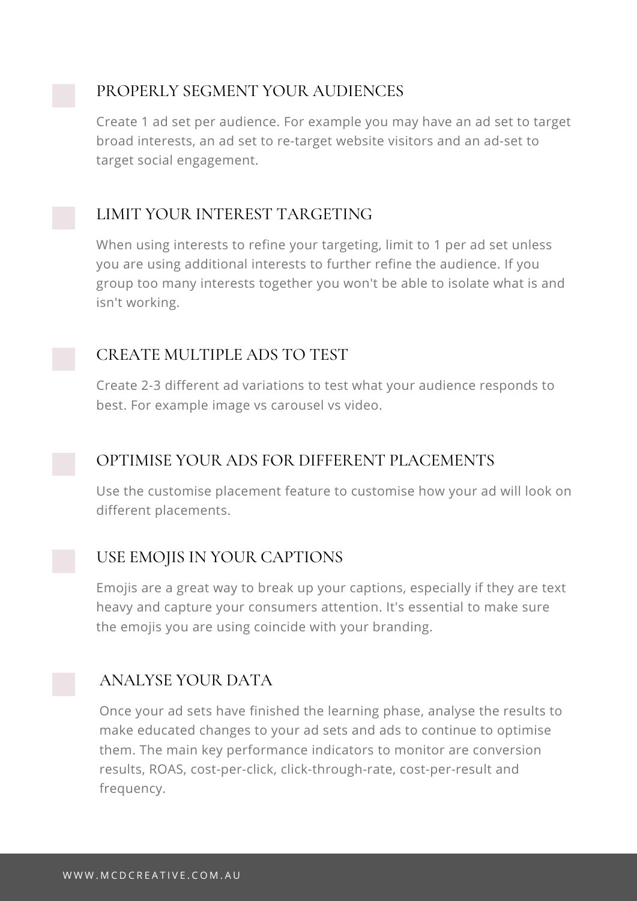## PROPERLY SEGMENT YOUR AUDIENCES

Create 1 ad set per audience. For example you may have an ad set to target broad interests, an ad set to re-target website visitors and an ad-set to target social engagement.

## LIMIT YOUR INTEREST TARGETING

When using interests to refine your targeting, limit to 1 per ad set unless you are using additional interests to further refine the audience. If you group too many interests together you won't be able to isolate what is and isn't working.

## CREATE MULTIPLE ADS TO TEST

Create 2-3 different ad variations to test what your audience responds to best. For example image vs carousel vs video.

## OPTIMISE YOUR ADS FOR DIFFERENT PLACEMENTS

Use the customise placement feature to customise how your ad will look on different placements.

## USE EMOJIS IN YOUR CAPTIONS

Emojis are a great way to break up your captions, especially if they are text heavy and capture your consumers attention. It's essential to make sure the emojis you are using coincide with your branding.

## ANALYSE YOUR DATA

Once your ad sets have finished the learning phase, analyse the results to make educated changes to your ad sets and ads to continue to optimise them. The main key performance indicators to monitor are conversion results, ROAS, cost-per-click, click-through-rate, cost-per-result and frequency.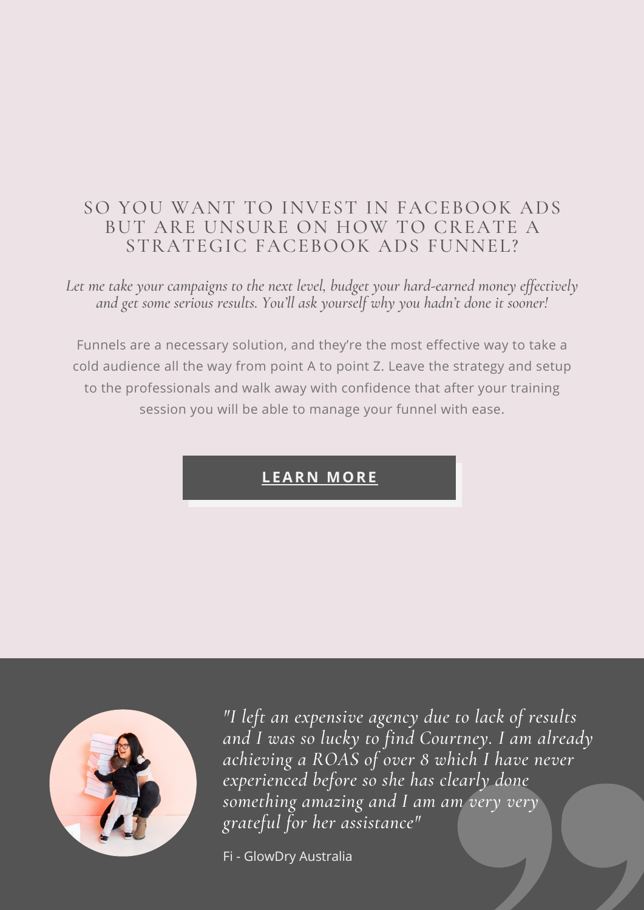## SO YOU WANT TO INVEST IN FACEBOOK ADS BUT ARE UNSURE ON HOW TO CREATE A STRATEGIC FACEBOOK ADS FUNNEL?

*Let me take your campaigns to the next level, budget your hard-earned money effectively and get some serious results. You'll ask yourself why you hadn't done it sooner!*

Funnels are a necessary solution, and they're the most effective way to take a cold audience all the way from point A to point Z. Leave the strategy and setup to the professionals and walk away with confidence that after your training session you will be able to manage your funnel with ease.

**LEARN MORE**

*"I left an expensive agency due to lack of results and I was so lucky to find Courtney. I am already achieving a ROAS of over 8 which I have never experienced before so she has clearly done something amazing and I am am very very grateful for her assistance"*

Fi - GlowDry Australia